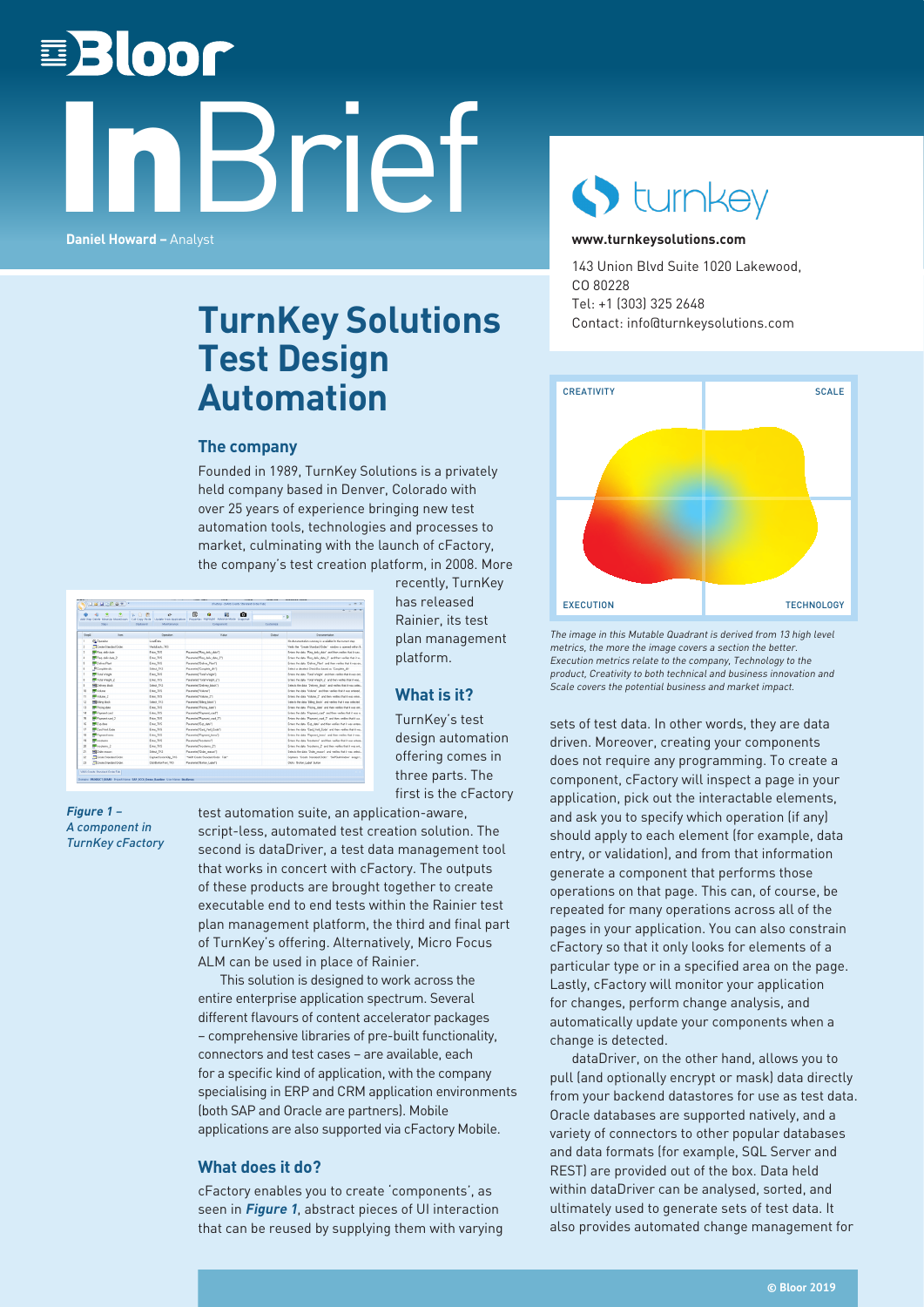# Bloor InBrief

**Daniel Howard –** Analyst

# TurnKey Solutions Test Design Automation

turnkey

**www.turnkeysolutions.com**

143 Union Blvd Suite 1020 Lakewood, CO 80228
Tel: +1 (303) 325 2648
Contact: info@turnkeysolutions.com

CREATIVITY | SCALE | EXECUTION | TECHNOLOGY

*The image in this Mutable Quadrant is derived from 13 high level metrics, the more the image covers a section the better. Execution metrics relate to the company, Technology to the product, Creativity to both technical and business innovation and Scale covers the potential business and market impact.*

## The company

Founded in 1989, TurnKey Solutions is a privately held company based in Denver, Colorado with over 25 years of experience bringing new test automation tools, technologies and processes to market, culminating with the launch of cFactory, the company's test creation platform, in 2008. More recently, TurnKey has released Rainier, its test plan management platform.

## What is it?

TurnKey's test design automation offering comes in three parts. The first is the cFactory test automation suite, an application-aware, script-less, automated test creation solution. The second is dataDriver, a test data management tool that works in concert with cFactory. The outputs of these products are brought together to create executable end to end tests within the Rainier test plan management platform, the third and final part of TurnKey's offering. Alternatively, Micro Focus ALM can be used in place of Rainier.

This solution is designed to work across the entire enterprise application spectrum. Several different flavours of content accelerator packages – comprehensive libraries of pre-built functionality, connectors and test cases – are available, each for a specific kind of application, with the company specialising in ERP and CRM application environments (both SAP and Oracle are partners). Mobile applications are also supported via cFactory Mobile.

*Figure 1 – A component in TurnKey cFactory*

## What does it do?

cFactory enables you to create 'components', as seen in ***Figure 1***, abstract pieces of UI interaction that can be reused by supplying them with varying sets of test data. In other words, they are data driven. Moreover, creating your components does not require any programming. To create a component, cFactory will inspect a page in your application, pick out the interactable elements, and ask you to specify which operation (if any) should apply to each element (for example, data entry, or validation), and from that information generate a component that performs those operations on that page. This can, of course, be repeated for many operations across all of the pages in your application. You can also constrain cFactory so that it only looks for elements of a particular type or in a specified area on the page. Lastly, cFactory will monitor your application for changes, perform change analysis, and automatically update your components when a change is detected.

dataDriver, on the other hand, allows you to pull (and optionally encrypt or mask) data directly from your backend datastores for use as test data. Oracle databases are supported natively, and a variety of connectors to other popular databases and data formats (for example, SQL Server and REST) are provided out of the box. Data held within dataDriver can be analysed, sorted, and ultimately used to generate sets of test data. It also provides automated change management for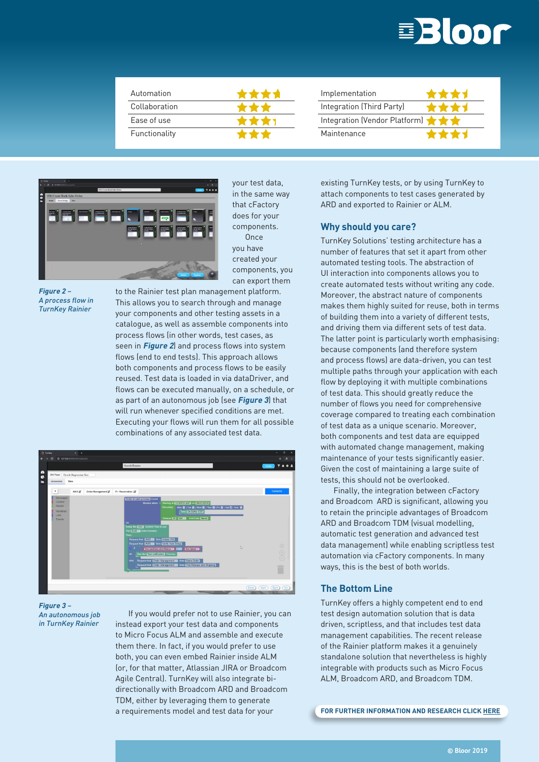| | | | |
|---|---|---|---|
| Automation | ★★★★½ | Implementation | ★★★½ |
| Collaboration | ★★★ | Integration (Third Party) | ★★★½ |
| Ease of use | ★★★½ | Integration (Vendor Platform) | ★★★ |
| Functionality | ★★★ | Maintenance | ★★★½ |

*Figure 2 – A process flow in TurnKey Rainier*

your test data, in the same way that cFactory does for your components.

Once you have created your components, you can export them to the Rainier test plan management platform. This allows you to search through and manage your components and other testing assets in a catalogue, as well as assemble components into process flows (in other words, test cases, as seen in ***Figure 2***) and process flows into system flows (end to end tests). This approach allows both components and process flows to be easily reused. Test data is loaded in via dataDriver, and flows can be executed manually, on a schedule, or as part of an autonomous job (see ***Figure 3***) that will run whenever specified conditions are met. Executing your flows will run them for all possible combinations of any associated test data.

*Figure 3 – An autonomous job in TurnKey Rainier*

If you would prefer not to use Rainier, you can instead export your test data and components to Micro Focus ALM and assemble and execute them there. In fact, if you would prefer to use both, you can even embed Rainier inside ALM (or, for that matter, Atlassian JIRA or Broadcom Agile Central). TurnKey will also integrate bi-directionally with Broadcom ARD and Broadcom TDM, either by leveraging them to generate a requirements model and test data for your existing TurnKey tests, or by using TurnKey to attach components to test cases generated by ARD and exported to Rainier or ALM.

## Why should you care?

TurnKey Solutions' testing architecture has a number of features that set it apart from other automated testing tools. The abstraction of UI interaction into components allows you to create automated tests without writing any code. Moreover, the abstract nature of components makes them highly suited for reuse, both in terms of building them into a variety of different tests, and driving them via different sets of test data. The latter point is particularly worth emphasising: because components (and therefore system and process flows) are data-driven, you can test multiple paths through your application with each flow by deploying it with multiple combinations of test data. This should greatly reduce the number of flows you need for comprehensive coverage compared to treating each combination of test data as a unique scenario. Moreover, both components and test data are equipped with automated change management, making maintenance of your tests significantly easier. Given the cost of maintaining a large suite of tests, this should not be overlooked.

Finally, the integration between cFactory and Broadcom ARD is significant, allowing you to retain the principle advantages of Broadcom ARD and Broadcom TDM (visual modelling, automatic test generation and advanced test data management) while enabling scriptless test automation via cFactory components. In many ways, this is the best of both worlds.

## The Bottom Line

TurnKey offers a highly competent end to end test design automation solution that is data driven, scriptless, and that includes test data management capabilities. The recent release of the Rainier platform makes it a genuinely standalone solution that nevertheless is highly integrable with products such as Micro Focus ALM, Broadcom ARD, and Broadcom TDM.

**FOR FURTHER INFORMATION AND RESEARCH CLICK HERE**

© Bloor 2019